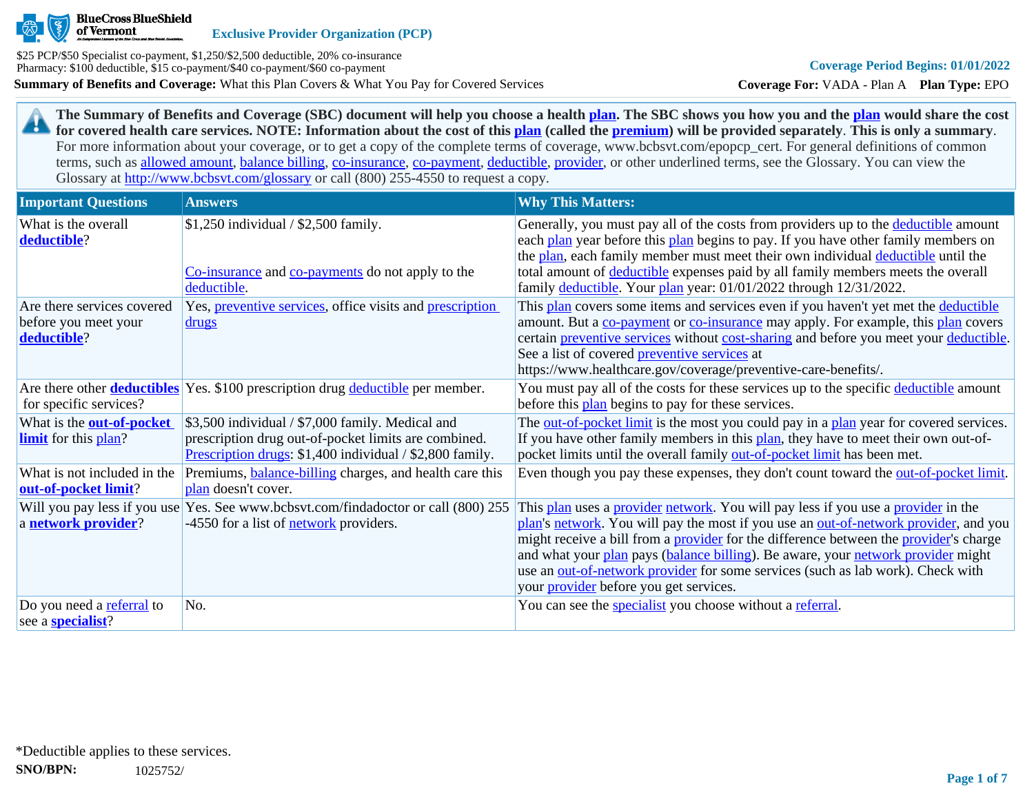BlueCross BlueShield of Vermont

**Exclusive Provider Organization (PCP)**

$25 PCP/$50 Specialist co-payment, $1,250/$2,500 deductible, 20% co-insurance
Pharmacy: $100 deductible, $15 co-payment/$40 co-payment/$60 co-payment

**Coverage Period Begins: 01/01/2022**

**Summary of Benefits and Coverage:** What this Plan Covers & What You Pay for Covered Services

**Coverage For:** VADA - Plan A **Plan Type:** EPO

**The Summary of Benefits and Coverage (SBC) document will help you choose a health plan. The SBC shows you how you and the plan would share the cost for covered health care services. NOTE: Information about the cost of this plan (called the premium) will be provided separately. This is only a summary.** For more information about your coverage, or to get a copy of the complete terms of coverage, www.bcbsvt.com/epopcp_cert. For general definitions of common terms, such as allowed amount, balance billing, co-insurance, co-payment, deductible, provider, or other underlined terms, see the Glossary. You can view the Glossary at http://www.bcbsvt.com/glossary or call (800) 255-4550 to request a copy.

| Important Questions | Answers | Why This Matters: |
|---|---|---|
| What is the overall **deductible**? | $1,250 individual / $2,500 family.<br><br>Co-insurance and co-payments do not apply to the deductible. | Generally, you must pay all of the costs from providers up to the deductible amount each plan year before this plan begins to pay. If you have other family members on the plan, each family member must meet their own individual deductible until the total amount of deductible expenses paid by all family members meets the overall family deductible. Your plan year: 01/01/2022 through 12/31/2022. |
| Are there services covered before you meet your **deductible**? | Yes, preventive services, office visits and prescription drugs | This plan covers some items and services even if you haven't yet met the deductible amount. But a co-payment or co-insurance may apply. For example, this plan covers certain preventive services without cost-sharing and before you meet your deductible. See a list of covered preventive services at https://www.healthcare.gov/coverage/preventive-care-benefits/. |
| Are there other **deductibles** for specific services? | Yes. $100 prescription drug deductible per member. | You must pay all of the costs for these services up to the specific deductible amount before this plan begins to pay for these services. |
| What is the **out-of-pocket limit** for this plan? | $3,500 individual / $7,000 family. Medical and prescription drug out-of-pocket limits are combined. Prescription drugs: $1,400 individual / $2,800 family. | The out-of-pocket limit is the most you could pay in a plan year for covered services. If you have other family members in this plan, they have to meet their own out-of-pocket limits until the overall family out-of-pocket limit has been met. |
| What is not included in the **out-of-pocket limit**? | Premiums, balance-billing charges, and health care this plan doesn't cover. | Even though you pay these expenses, they don't count toward the out-of-pocket limit. |
| Will you pay less if you use a **network provider**? | Yes. See www.bcbsvt.com/findadoctor or call (800) 255-4550 for a list of network providers. | This plan uses a provider network. You will pay less if you use a provider in the plan's network. You will pay the most if you use an out-of-network provider, and you might receive a bill from a provider for the difference between the provider's charge and what your plan pays (balance billing). Be aware, your network provider might use an out-of-network provider for some services (such as lab work). Check with your provider before you get services. |
| Do you need a referral to see a **specialist**? | No. | You can see the specialist you choose without a referral. |

*Deductible applies to these services.

**SNO/BPN:** 1025752/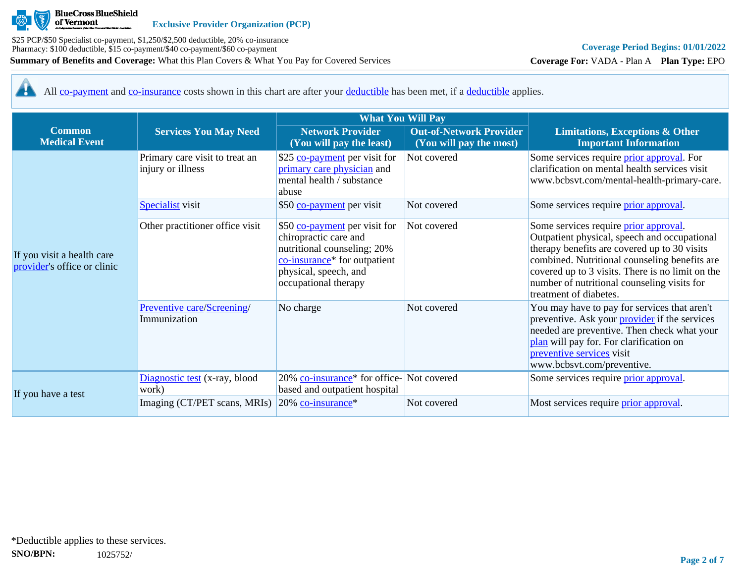All co-payment and co-insurance costs shown in this chart are after your deductible has been met, if a deductible applies.

| Common Medical Event | Services You May Need | What You Will Pay | | Limitations, Exceptions & Other Important Information |
|---|---|---|---|---|
| | | Network Provider (You will pay the least) | Out-of-Network Provider (You will pay the most) | |
| If you visit a health care provider's office or clinic | Primary care visit to treat an injury or illness | $25 co-payment per visit for primary care physician and mental health / substance abuse | Not covered | Some services require prior approval. For clarification on mental health services visit www.bcbsvt.com/mental-health-primary-care. |
| | Specialist visit | $50 co-payment per visit | Not covered | Some services require prior approval. |
| | Other practitioner office visit | $50 co-payment per visit for chiropractic care and nutritional counseling; 20% co-insurance* for outpatient physical, speech, and occupational therapy | Not covered | Some services require prior approval. Outpatient physical, speech and occupational therapy benefits are covered up to 30 visits combined. Nutritional counseling benefits are covered up to 3 visits. There is no limit on the number of nutritional counseling visits for treatment of diabetes. |
| | Preventive care/Screening/ Immunization | No charge | Not covered | You may have to pay for services that aren't preventive. Ask your provider if the services needed are preventive. Then check what your plan will pay for. For clarification on preventive services visit www.bcbsvt.com/preventive. |
| If you have a test | Diagnostic test (x-ray, blood work) | 20% co-insurance* for office-based and outpatient hospital | Not covered | Some services require prior approval. |
| | Imaging (CT/PET scans, MRIs) | 20% co-insurance* | Not covered | Most services require prior approval. |

*Deductible applies to these services.

**SNO/BPN:** 1025752/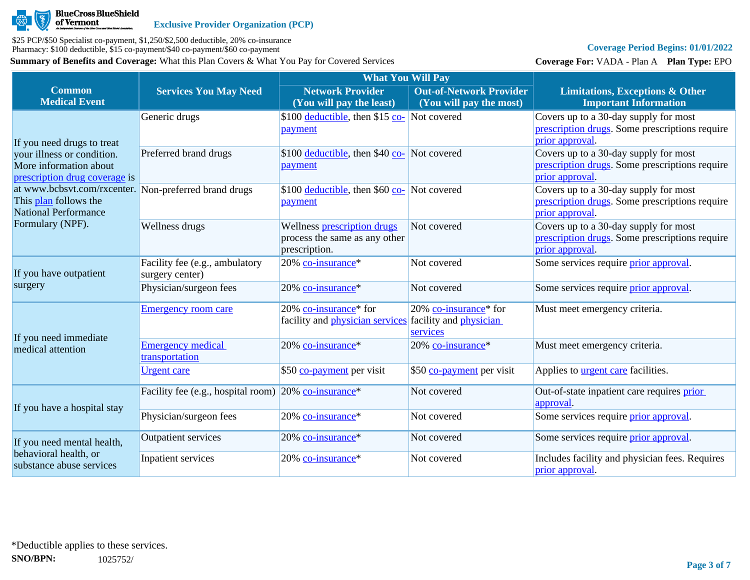BlueCross BlueShield of Vermont — **Exclusive Provider Organization (PCP)**

$25 PCP/$50 Specialist co-payment, $1,250/$2,500 deductible, 20% co-insurance
Pharmacy: $100 deductible, $15 co-payment/$40 co-payment/$60 co-payment

**Coverage Period Begins: 01/01/2022**

**Summary of Benefits and Coverage:** What this Plan Covers & What You Pay for Covered Services

**Coverage For:** VADA - Plan A **Plan Type:** EPO

| Common Medical Event | Services You May Need | What You Will Pay: Network Provider (You will pay the least) | What You Will Pay: Out-of-Network Provider (You will pay the most) | Limitations, Exceptions & Other Important Information |
|---|---|---|---|---|
| If you need drugs to treat your illness or condition. More information about prescription drug coverage is at www.bcbsvt.com/rxcenter. This plan follows the National Performance Formulary (NPF). | Generic drugs | $100 deductible, then $15 co-payment | Not covered | Covers up to a 30-day supply for most prescription drugs. Some prescriptions require prior approval. |
| | Preferred brand drugs | $100 deductible, then $40 co-payment | Not covered | Covers up to a 30-day supply for most prescription drugs. Some prescriptions require prior approval. |
| | Non-preferred brand drugs | $100 deductible, then $60 co-payment | Not covered | Covers up to a 30-day supply for most prescription drugs. Some prescriptions require prior approval. |
| | Wellness drugs | Wellness prescription drugs process the same as any other prescription. | Not covered | Covers up to a 30-day supply for most prescription drugs. Some prescriptions require prior approval. |
| If you have outpatient surgery | Facility fee (e.g., ambulatory surgery center) | 20% co-insurance* | Not covered | Some services require prior approval. |
| | Physician/surgeon fees | 20% co-insurance* | Not covered | Some services require prior approval. |
| If you need immediate medical attention | Emergency room care | 20% co-insurance* for facility and physician services | 20% co-insurance* for facility and physician services | Must meet emergency criteria. |
| | Emergency medical transportation | 20% co-insurance* | 20% co-insurance* | Must meet emergency criteria. |
| | Urgent care | $50 co-payment per visit | $50 co-payment per visit | Applies to urgent care facilities. |
| If you have a hospital stay | Facility fee (e.g., hospital room) | 20% co-insurance* | Not covered | Out-of-state inpatient care requires prior approval. |
| | Physician/surgeon fees | 20% co-insurance* | Not covered | Some services require prior approval. |
| If you need mental health, behavioral health, or substance abuse services | Outpatient services | 20% co-insurance* | Not covered | Some services require prior approval. |
| | Inpatient services | 20% co-insurance* | Not covered | Includes facility and physician fees. Requires prior approval. |

*Deductible applies to these services.

**SNO/BPN:** 1025752/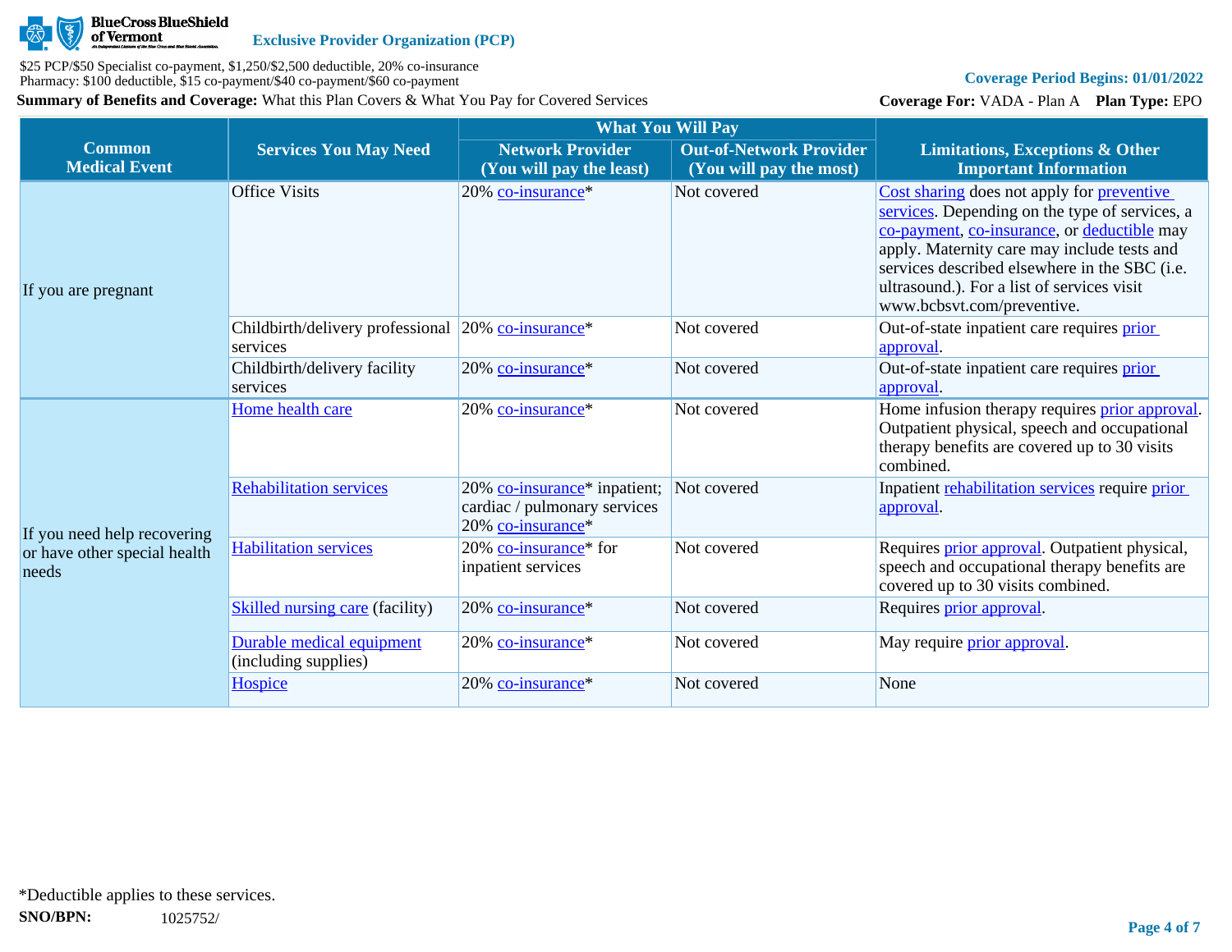| Common Medical Event | Services You May Need | What You Will Pay | | Limitations, Exceptions & Other Important Information |
|---|---|---|---|---|
| | | Network Provider (You will pay the least) | Out-of-Network Provider (You will pay the most) | |
| If you are pregnant | Office Visits | 20% co-insurance* | Not covered | Cost sharing does not apply for preventive services. Depending on the type of services, a co-payment, co-insurance, or deductible may apply. Maternity care may include tests and services described elsewhere in the SBC (i.e. ultrasound.). For a list of services visit www.bcbsvt.com/preventive. |
| | Childbirth/delivery professional services | 20% co-insurance* | Not covered | Out-of-state inpatient care requires prior approval. |
| | Childbirth/delivery facility services | 20% co-insurance* | Not covered | Out-of-state inpatient care requires prior approval. |
| If you need help recovering or have other special health needs | Home health care | 20% co-insurance* | Not covered | Home infusion therapy requires prior approval. Outpatient physical, speech and occupational therapy benefits are covered up to 30 visits combined. |
| | Rehabilitation services | 20% co-insurance* inpatient; cardiac / pulmonary services 20% co-insurance* | Not covered | Inpatient rehabilitation services require prior approval. |
| | Habilitation services | 20% co-insurance* for inpatient services | Not covered | Requires prior approval. Outpatient physical, speech and occupational therapy benefits are covered up to 30 visits combined. |
| | Skilled nursing care (facility) | 20% co-insurance* | Not covered | Requires prior approval. |
| | Durable medical equipment (including supplies) | 20% co-insurance* | Not covered | May require prior approval. |
| | Hospice | 20% co-insurance* | Not covered | None |

*Deductible applies to these services.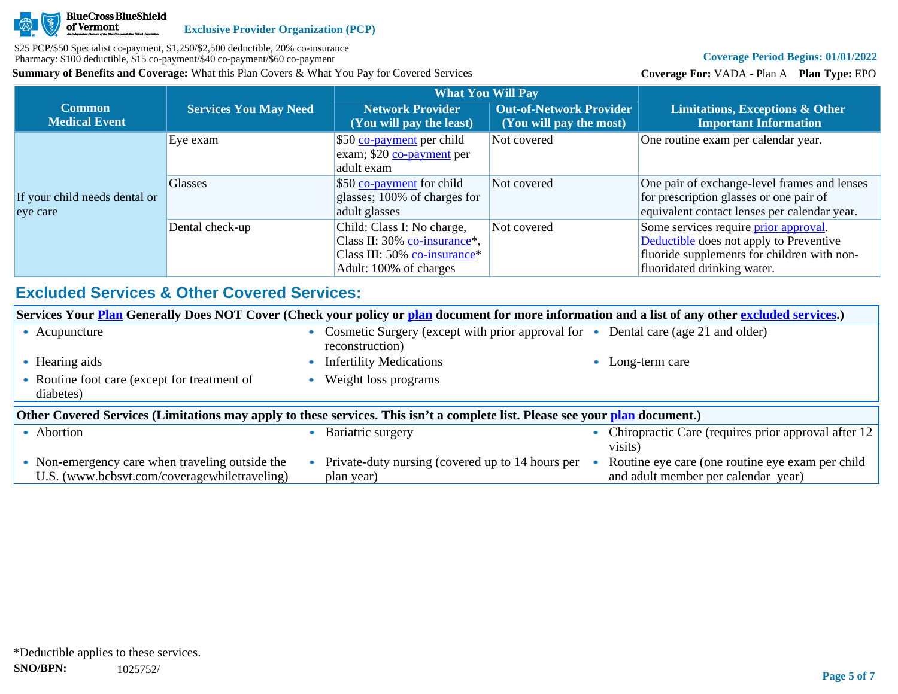| Common Medical Event | Services You May Need | What You Will Pay | | Limitations, Exceptions & Other Important Information |
|---|---|---|---|---|
| | | Network Provider (You will pay the least) | Out-of-Network Provider (You will pay the most) | |
| If your child needs dental or eye care | Eye exam | $50 co-payment per child exam; $20 co-payment per adult exam | Not covered | One routine exam per calendar year. |
| | Glasses | $50 co-payment for child glasses; 100% of charges for adult glasses | Not covered | One pair of exchange-level frames and lenses for prescription glasses or one pair of equivalent contact lenses per calendar year. |
| | Dental check-up | Child: Class I: No charge, Class II: 30% co-insurance*, Class III: 50% co-insurance* Adult: 100% of charges | Not covered | Some services require prior approval. Deductible does not apply to Preventive fluoride supplements for children with non-fluoridated drinking water. |

## Excluded Services & Other Covered Services:

**Services Your Plan Generally Does NOT Cover (Check your policy or plan document for more information and a list of any other excluded services.)**

- Acupuncture
- Cosmetic Surgery (except with prior approval for reconstruction)
- Dental care (age 21 and older)
- Hearing aids
- Infertility Medications
- Long-term care
- Routine foot care (except for treatment of diabetes)
- Weight loss programs

**Other Covered Services (Limitations may apply to these services. This isn't a complete list. Please see your plan document.)**

- Abortion
- Bariatric surgery
- Chiropractic Care (requires prior approval after 12 visits)
- Non-emergency care when traveling outside the U.S. (www.bcbsvt.com/coveragewhiletraveling)
- Private-duty nursing (covered up to 14 hours per plan year)
- Routine eye care (one routine eye exam per child and adult member per calendar year)

*Deductible applies to these services.

**SNO/BPN:** 1025752/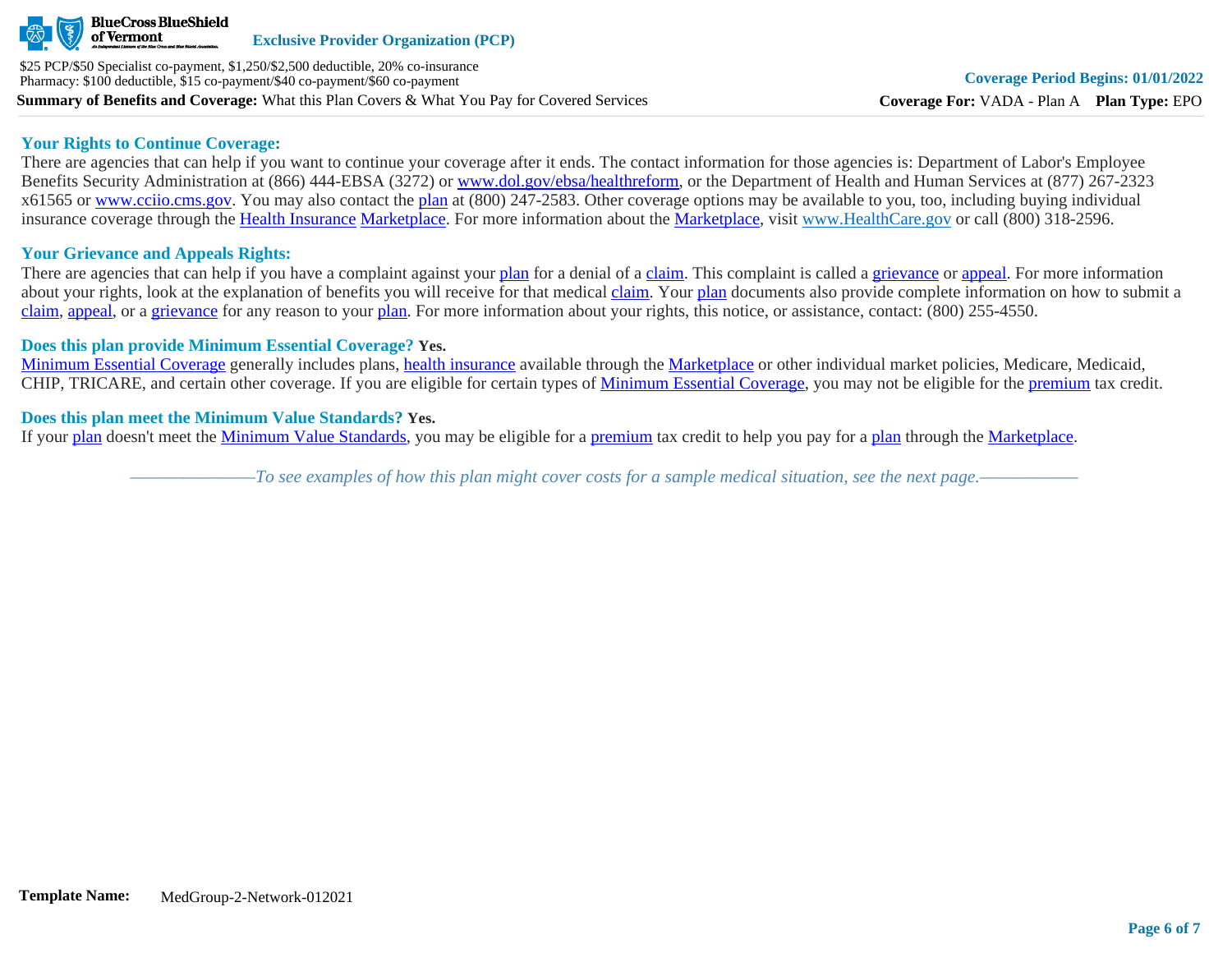## Your Rights to Continue Coverage:

There are agencies that can help if you want to continue your coverage after it ends. The contact information for those agencies is: Department of Labor's Employee Benefits Security Administration at (866) 444-EBSA (3272) or www.dol.gov/ebsa/healthreform, or the Department of Health and Human Services at (877) 267-2323 x61565 or www.cciio.cms.gov. You may also contact the plan at (800) 247-2583. Other coverage options may be available to you, too, including buying individual insurance coverage through the Health Insurance Marketplace. For more information about the Marketplace, visit www.HealthCare.gov or call (800) 318-2596.

## Your Grievance and Appeals Rights:

There are agencies that can help if you have a complaint against your plan for a denial of a claim. This complaint is called a grievance or appeal. For more information about your rights, look at the explanation of benefits you will receive for that medical claim. Your plan documents also provide complete information on how to submit a claim, appeal, or a grievance for any reason to your plan. For more information about your rights, this notice, or assistance, contact: (800) 255-4550.

## Does this plan provide Minimum Essential Coverage? Yes.

Minimum Essential Coverage generally includes plans, health insurance available through the Marketplace or other individual market policies, Medicare, Medicaid, CHIP, TRICARE, and certain other coverage. If you are eligible for certain types of Minimum Essential Coverage, you may not be eligible for the premium tax credit.

## Does this plan meet the Minimum Value Standards? Yes.

If your plan doesn't meet the Minimum Value Standards, you may be eligible for a premium tax credit to help you pay for a plan through the Marketplace.

*——————To see examples of how this plan might cover costs for a sample medical situation, see the next page.——————*

**Template Name:** MedGroup-2-Network-012021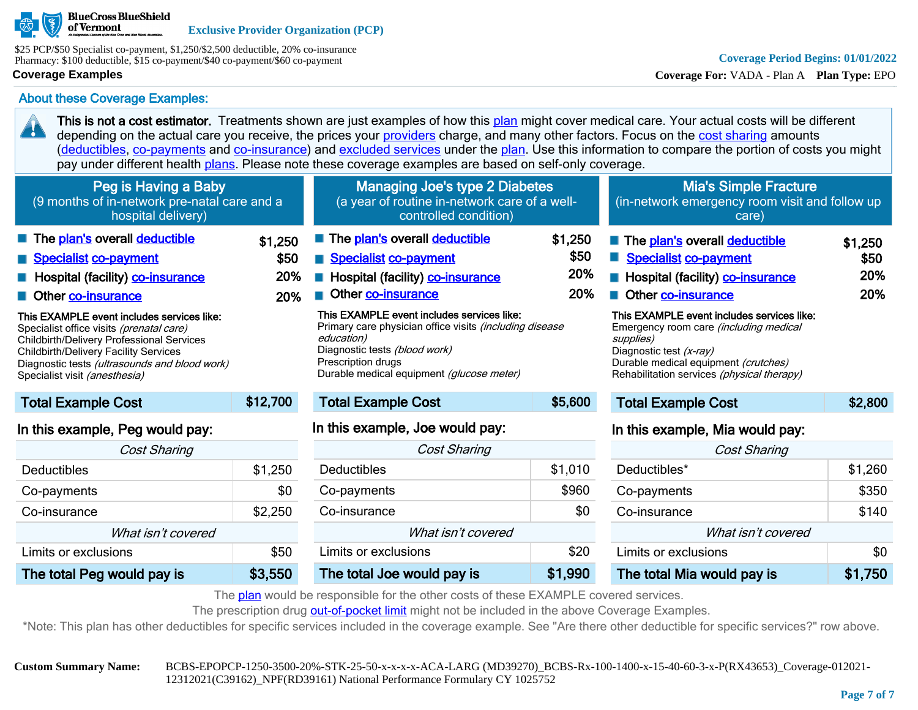BlueCross BlueShield of Vermont

**Exclusive Provider Organization (PCP)**

$25 PCP/$50 Specialist co-payment, $1,250/$2,500 deductible, 20% co-insurance
Pharmacy: $100 deductible, $15 co-payment/$40 co-payment/$60 co-payment

**Coverage Period Begins: 01/01/2022**

**Coverage For:** VADA - Plan A **Plan Type:** EPO

## Coverage Examples

### About these Coverage Examples:

**This is not a cost estimator.** Treatments shown are just examples of how this plan might cover medical care. Your actual costs will be different depending on the actual care you receive, the prices your providers charge, and many other factors. Focus on the cost sharing amounts (deductibles, co-payments and co-insurance) and excluded services under the plan. Use this information to compare the portion of costs you might pay under different health plans. Please note these coverage examples are based on self-only coverage.

### Peg is Having a Baby
(9 months of in-network pre-natal care and a hospital delivery)

| | |
|---|---|
| The plan's overall deductible | $1,250 |
| Specialist co-payment | $50 |
| Hospital (facility) co-insurance | 20% |
| Other co-insurance | 20% |

**This EXAMPLE event includes services like:**
Specialist office visits *(prenatal care)*
Childbirth/Delivery Professional Services
Childbirth/Delivery Facility Services
Diagnostic tests *(ultrasounds and blood work)*
Specialist visit *(anesthesia)*

| Total Example Cost | $12,700 |
|---|---|

**In this example, Peg would pay:**

| *Cost Sharing* | |
|---|---|
| Deductibles | $1,250 |
| Co-payments | $0 |
| Co-insurance | $2,250 |
| *What isn't covered* | |
| Limits or exclusions | $50 |
| **The total Peg would pay is** | **$3,550** |

### Managing Joe's type 2 Diabetes
(a year of routine in-network care of a well-controlled condition)

| | |
|---|---|
| The plan's overall deductible | $1,250 |
| Specialist co-payment | $50 |
| Hospital (facility) co-insurance | 20% |
| Other co-insurance | 20% |

**This EXAMPLE event includes services like:**
Primary care physician office visits *(including disease education)*
Diagnostic tests *(blood work)*
Prescription drugs
Durable medical equipment *(glucose meter)*

| Total Example Cost | $5,600 |
|---|---|

**In this example, Joe would pay:**

| *Cost Sharing* | |
|---|---|
| Deductibles | $1,010 |
| Co-payments | $960 |
| Co-insurance | $0 |
| *What isn't covered* | |
| Limits or exclusions | $20 |
| **The total Joe would pay is** | **$1,990** |

### Mia's Simple Fracture
(in-network emergency room visit and follow up care)

| | |
|---|---|
| The plan's overall deductible | $1,250 |
| Specialist co-payment | $50 |
| Hospital (facility) co-insurance | 20% |
| Other co-insurance | 20% |

**This EXAMPLE event includes services like:**
Emergency room care *(including medical supplies)*
Diagnostic test *(x-ray)*
Durable medical equipment *(crutches)*
Rehabilitation services *(physical therapy)*

| Total Example Cost | $2,800 |
|---|---|

**In this example, Mia would pay:**

| *Cost Sharing* | |
|---|---|
| Deductibles* | $1,260 |
| Co-payments | $350 |
| Co-insurance | $140 |
| *What isn't covered* | |
| Limits or exclusions | $0 |
| **The total Mia would pay is** | **$1,750** |

The plan would be responsible for the other costs of these EXAMPLE covered services.
The prescription drug out-of-pocket limit might not be included in the above Coverage Examples.
*Note: This plan has other deductibles for specific services included in the coverage example. See "Are there other deductible for specific services?" row above.

**Custom Summary Name:** BCBS-EPOPCP-1250-3500-20%-STK-25-50-x-x-x-ACA-LARG (MD39270)_BCBS-Rx-100-1400-x-15-40-60-3-x-P(RX43653)_Coverage-012021-12312021(C39162)_NPF(RD39161) National Performance Formulary CY 1025752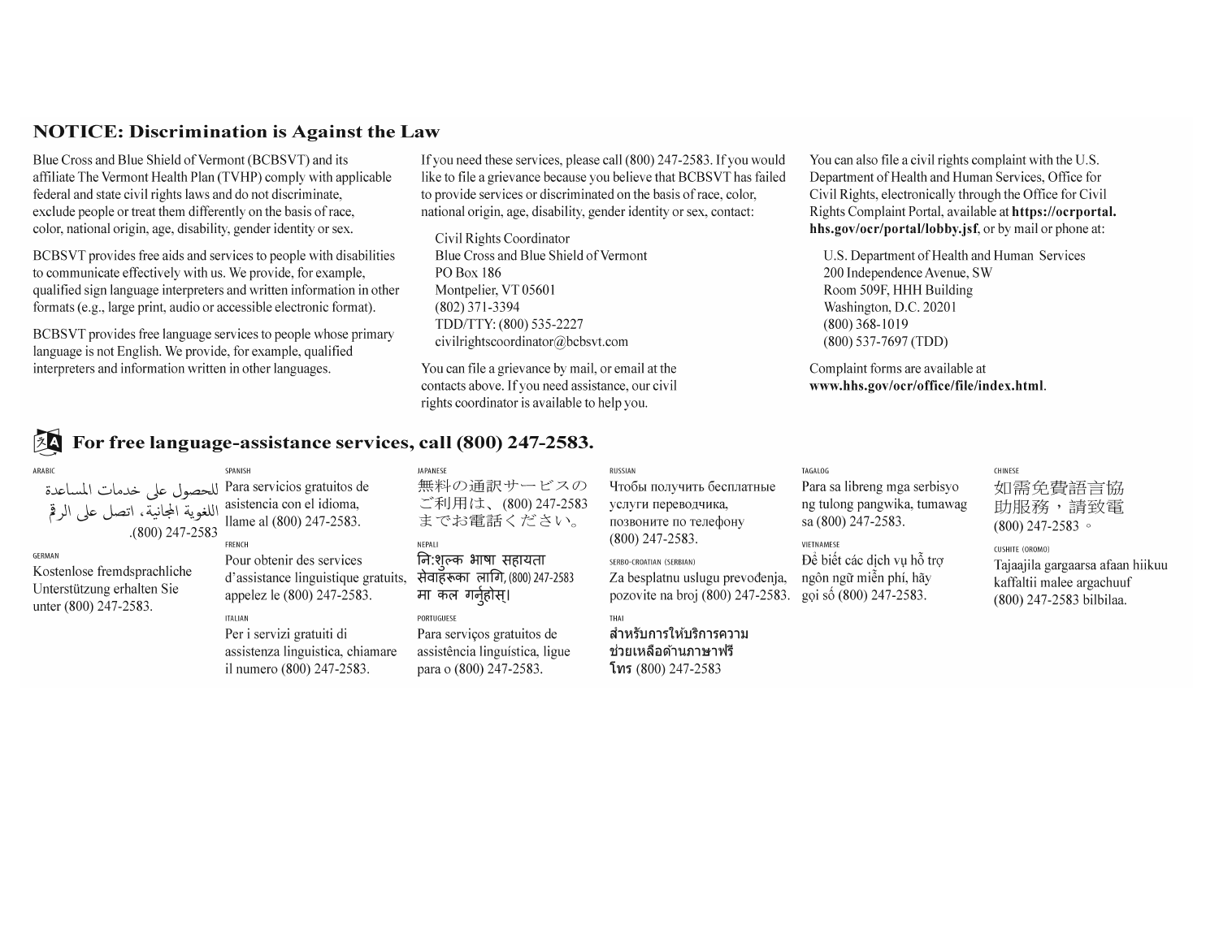## NOTICE: Discrimination is Against the Law

Blue Cross and Blue Shield of Vermont (BCBSVT) and its affiliate The Vermont Health Plan (TVHP) comply with applicable federal and state civil rights laws and do not discriminate, exclude people or treat them differently on the basis of race, color, national origin, age, disability, gender identity or sex.

BCBSVT provides free aids and services to people with disabilities to communicate effectively with us. We provide, for example, qualified sign language interpreters and written information in other formats (e.g., large print, audio or accessible electronic format).

BCBSVT provides free language services to people whose primary language is not English. We provide, for example, qualified interpreters and information written in other languages.

If you need these services, please call (800) 247-2583. If you would like to file a grievance because you believe that BCBSVT has failed to provide services or discriminated on the basis of race, color, national origin, age, disability, gender identity or sex, contact:

Civil Rights Coordinator
Blue Cross and Blue Shield of Vermont
PO Box 186
Montpelier, VT 05601
(802) 371-3394
TDD/TTY: (800) 535-2227
civilrightscoordinator@bcbsvt.com

You can file a grievance by mail, or email at the contacts above. If you need assistance, our civil rights coordinator is available to help you.

You can also file a civil rights complaint with the U.S. Department of Health and Human Services, Office for Civil Rights, electronically through the Office for Civil Rights Complaint Portal, available at **https://ocrportal.hhs.gov/ocr/portal/lobby.jsf**, or by mail or phone at:

U.S. Department of Health and Human Services
200 Independence Avenue, SW
Room 509F, HHH Building
Washington, D.C. 20201
(800) 368-1019
(800) 537-7697 (TDD)

Complaint forms are available at **www.hhs.gov/ocr/office/file/index.html**.

## For free language-assistance services, call (800) 247-2583.

ARABIC
للحصول على خدمات المساعدة اللغوية المجانية، اتصل على الرقم (800) 247-2583.

GERMAN
Kostenlose fremdsprachliche Unterstützung erhalten Sie unter (800) 247-2583.

SPANISH
Para servicios gratuitos de asistencia con el idioma, llame al (800) 247-2583.

FRENCH
Pour obtenir des services d'assistance linguistique gratuits, appelez le (800) 247-2583.

ITALIAN
Per i servizi gratuiti di assistenza linguistica, chiamare il numero (800) 247-2583.

JAPANESE
無料の通訳サービスのご利用は、(800) 247-2583 までお電話ください。

NEPALI
नि:शुल्क भाषा सहायता सेवाहरूका लागि, (800) 247-2583 मा कल गर्नुहोस्।

PORTUGUESE
Para serviços gratuitos de assistência linguística, ligue para o (800) 247-2583.

RUSSIAN
Чтобы получить бесплатные услуги переводчика, позвоните по телефону (800) 247-2583.

SERBO-CROATIAN (SERBIAN)
Za besplatnu uslugu prevođenja, pozovite na broj (800) 247-2583.

THAI
สำหรับการให้บริการความช่วยเหลือด้านภาษาฟรี โทร (800) 247-2583

TAGALOG
Para sa libreng mga serbisyo ng tulong pangwika, tumawag sa (800) 247-2583.

VIETNAMESE
Để biết các dịch vụ hỗ trợ ngôn ngữ miễn phí, hãy gọi số (800) 247-2583.

CHINESE
如需免費語言協助服務，請致電 (800) 247-2583。

CUSHITE (OROMO)
Tajaajila gargaarsa afaan hiikuu kaffaltii malee argachuuf (800) 247-2583 bilbilaa.